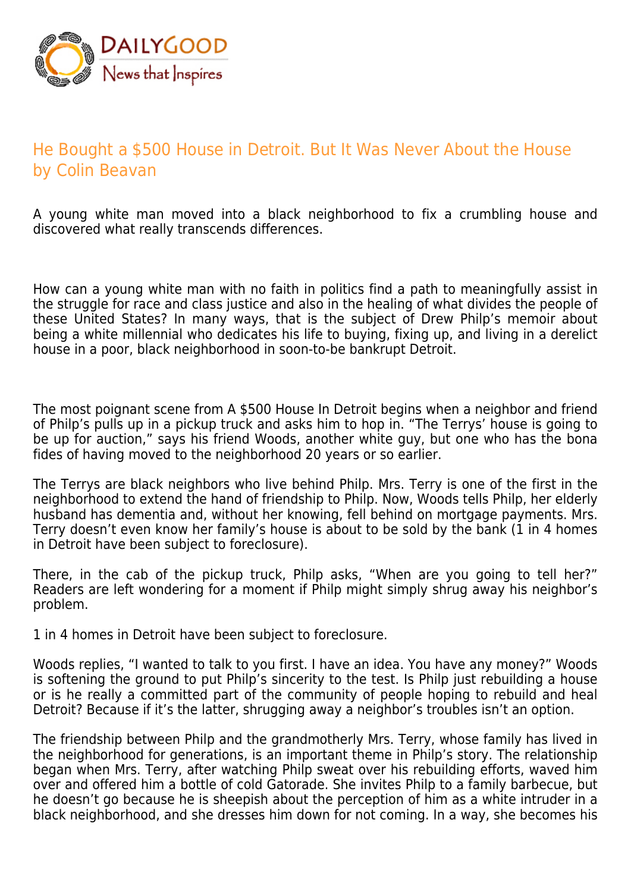# He Bought a $500 House in Detroit. But It Was Never About the House

by Colin Beavan

A young white man moved into a black neighborhood to fix a crumbling house and discovered what really transcends differences.

How can a young white man with no faith in politics find a path to meaningfully assist in the struggle for race and class justice and also in the healing of what divides the people of these United States? In many ways, that is the subject of Drew Philp's memoir about being a white millennial who dedicates his life to buying, fixing up, and living in a derelict house in a poor, black neighborhood in soon-to-be bankrupt Detroit.

The most poignant scene from A $500 House In Detroit begins when a neighbor and friend of Philp's pulls up in a pickup truck and asks him to hop in. "The Terrys' house is going to be up for auction," says his friend Woods, another white guy, but one who has the bona fides of having moved to the neighborhood 20 years or so earlier.

The Terrys are black neighbors who live behind Philp. Mrs. Terry is one of the first in the neighborhood to extend the hand of friendship to Philp. Now, Woods tells Philp, her elderly husband has dementia and, without her knowing, fell behind on mortgage payments. Mrs. Terry doesn't even know her family's house is about to be sold by the bank (1 in 4 homes in Detroit have been subject to foreclosure).

There, in the cab of the pickup truck, Philp asks, "When are you going to tell her?" Readers are left wondering for a moment if Philp might simply shrug away his neighbor's problem.

1 in 4 homes in Detroit have been subject to foreclosure.

Woods replies, "I wanted to talk to you first. I have an idea. You have any money?" Woods is softening the ground to put Philp's sincerity to the test. Is Philp just rebuilding a house or is he really a committed part of the community of people hoping to rebuild and heal Detroit? Because if it's the latter, shrugging away a neighbor's troubles isn't an option.

The friendship between Philp and the grandmotherly Mrs. Terry, whose family has lived in the neighborhood for generations, is an important theme in Philp's story. The relationship began when Mrs. Terry, after watching Philp sweat over his rebuilding efforts, waved him over and offered him a bottle of cold Gatorade. She invites Philp to a family barbecue, but he doesn't go because he is sheepish about the perception of him as a white intruder in a black neighborhood, and she dresses him down for not coming. In a way, she becomes his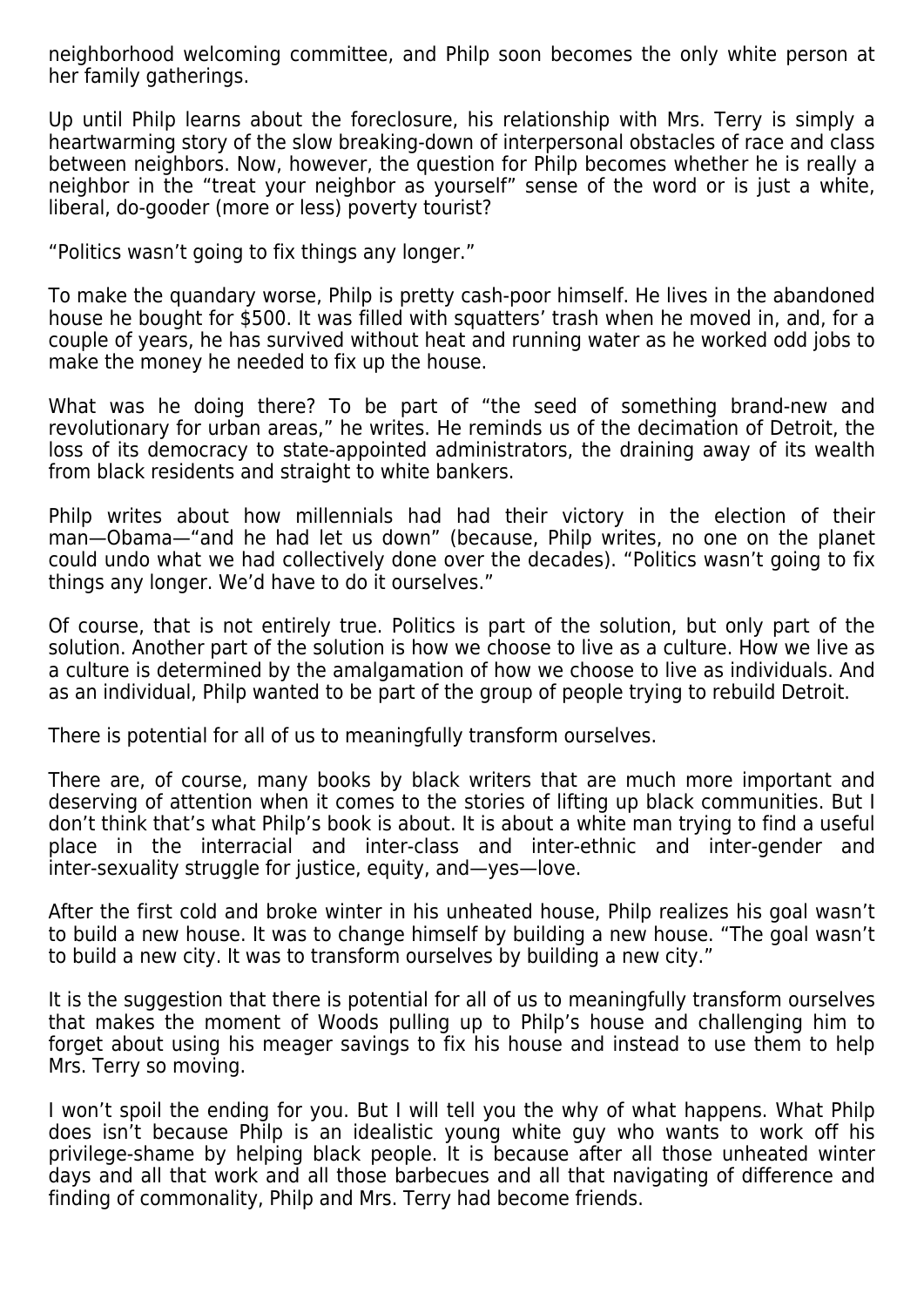neighborhood welcoming committee, and Philp soon becomes the only white person at her family gatherings.

Up until Philp learns about the foreclosure, his relationship with Mrs. Terry is simply a heartwarming story of the slow breaking-down of interpersonal obstacles of race and class between neighbors. Now, however, the question for Philp becomes whether he is really a neighbor in the "treat your neighbor as yourself" sense of the word or is just a white, liberal, do-gooder (more or less) poverty tourist?

"Politics wasn't going to fix things any longer."

To make the quandary worse, Philp is pretty cash-poor himself. He lives in the abandoned house he bought for $500. It was filled with squatters' trash when he moved in, and, for a couple of years, he has survived without heat and running water as he worked odd jobs to make the money he needed to fix up the house.

What was he doing there? To be part of "the seed of something brand-new and revolutionary for urban areas," he writes. He reminds us of the decimation of Detroit, the loss of its democracy to state-appointed administrators, the draining away of its wealth from black residents and straight to white bankers.

Philp writes about how millennials had had their victory in the election of their man—Obama—"and he had let us down" (because, Philp writes, no one on the planet could undo what we had collectively done over the decades). "Politics wasn't going to fix things any longer. We'd have to do it ourselves."

Of course, that is not entirely true. Politics is part of the solution, but only part of the solution. Another part of the solution is how we choose to live as a culture. How we live as a culture is determined by the amalgamation of how we choose to live as individuals. And as an individual, Philp wanted to be part of the group of people trying to rebuild Detroit.

There is potential for all of us to meaningfully transform ourselves.

There are, of course, many books by black writers that are much more important and deserving of attention when it comes to the stories of lifting up black communities. But I don't think that's what Philp's book is about. It is about a white man trying to find a useful place in the interracial and inter-class and inter-ethnic and inter-gender and inter-sexuality struggle for justice, equity, and—yes—love.

After the first cold and broke winter in his unheated house, Philp realizes his goal wasn't to build a new house. It was to change himself by building a new house. "The goal wasn't to build a new city. It was to transform ourselves by building a new city."

It is the suggestion that there is potential for all of us to meaningfully transform ourselves that makes the moment of Woods pulling up to Philp's house and challenging him to forget about using his meager savings to fix his house and instead to use them to help Mrs. Terry so moving.

I won't spoil the ending for you. But I will tell you the why of what happens. What Philp does isn't because Philp is an idealistic young white guy who wants to work off his privilege-shame by helping black people. It is because after all those unheated winter days and all that work and all those barbecues and all that navigating of difference and finding of commonality, Philp and Mrs. Terry had become friends.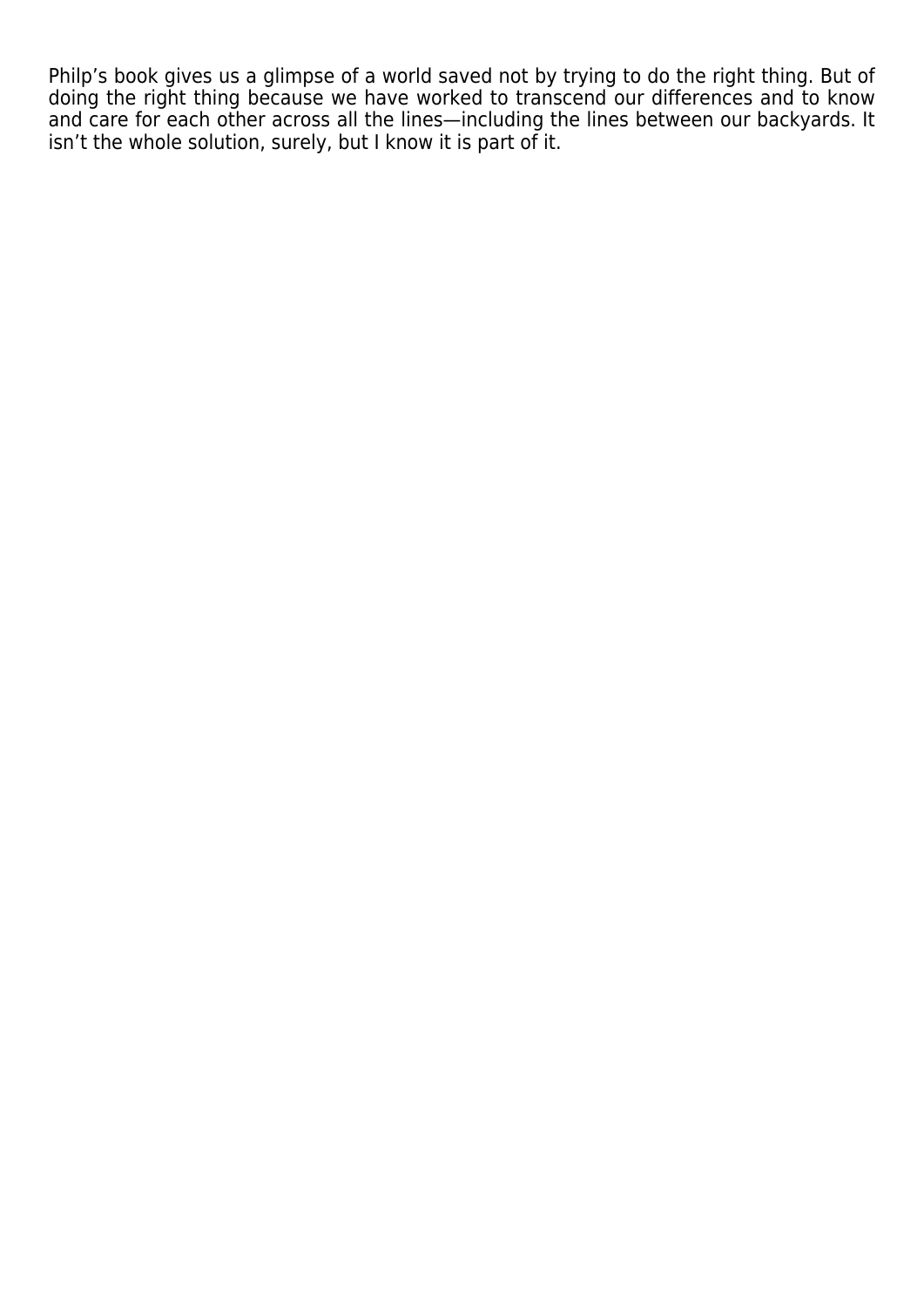Philp's book gives us a glimpse of a world saved not by trying to do the right thing. But of doing the right thing because we have worked to transcend our differences and to know and care for each other across all the lines—including the lines between our backyards. It isn't the whole solution, surely, but I know it is part of it.